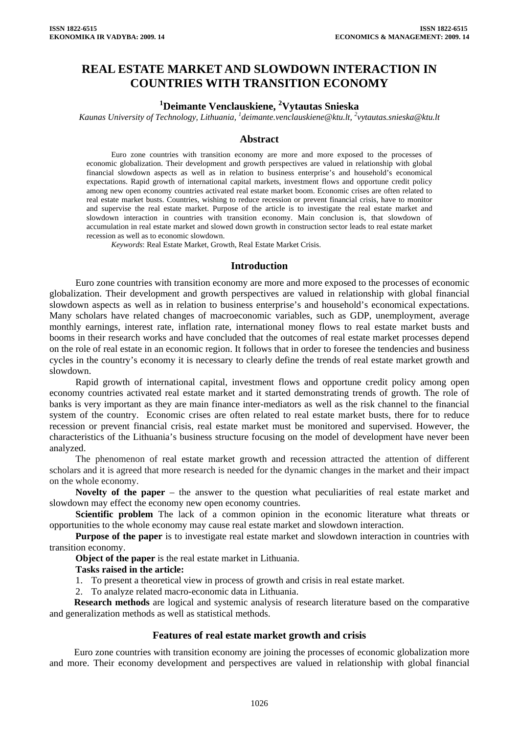# REAL ESTATE MARKET AND SLOWDOWN INTERACTION IN COUNTRIES WITH TRANSITION ECONOMY

**[1]Deimante Venclauskiene, [2]Vytautas Snieska**

*Kaunas University of Technology, Lithuania, [1]deimante.venclauskiene@ktu.lt, [2]vytautas.snieska@ktu.lt*

## Abstract

Euro zone countries with transition economy are more and more exposed to the processes of economic globalization. Their development and growth perspectives are valued in relationship with global financial slowdown aspects as well as in relation to business enterprise's and household's economical expectations. Rapid growth of international capital markets, investment flows and opportune credit policy among new open economy countries activated real estate market boom. Economic crises are often related to real estate market busts. Countries, wishing to reduce recession or prevent financial crisis, have to monitor and supervise the real estate market. Purpose of the article is to investigate the real estate market and slowdown interaction in countries with transition economy. Main conclusion is, that slowdown of accumulation in real estate market and slowed down growth in construction sector leads to real estate market recession as well as to economic slowdown.

*Keywords*: Real Estate Market, Growth, Real Estate Market Crisis.

## Introduction

Euro zone countries with transition economy are more and more exposed to the processes of economic globalization. Their development and growth perspectives are valued in relationship with global financial slowdown aspects as well as in relation to business enterprise's and household's economical expectations. Many scholars have related changes of macroeconomic variables, such as GDP, unemployment, average monthly earnings, interest rate, inflation rate, international money flows to real estate market busts and booms in their research works and have concluded that the outcomes of real estate market processes depend on the role of real estate in an economic region. It follows that in order to foresee the tendencies and business cycles in the country's economy it is necessary to clearly define the trends of real estate market growth and slowdown.

Rapid growth of international capital, investment flows and opportune credit policy among open economy countries activated real estate market and it started demonstrating trends of growth. The role of banks is very important as they are main finance inter-mediators as well as the risk channel to the financial system of the country. Economic crises are often related to real estate market busts, there for to reduce recession or prevent financial crisis, real estate market must be monitored and supervised. However, the characteristics of the Lithuania's business structure focusing on the model of development have never been analyzed.

The phenomenon of real estate market growth and recession attracted the attention of different scholars and it is agreed that more research is needed for the dynamic changes in the market and their impact on the whole economy.

**Novelty of the paper** – the answer to the question what peculiarities of real estate market and slowdown may effect the economy new open economy countries.

**Scientific problem** The lack of a common opinion in the economic literature what threats or opportunities to the whole economy may cause real estate market and slowdown interaction.

**Purpose of the paper** is to investigate real estate market and slowdown interaction in countries with transition economy.

**Object of the paper** is the real estate market in Lithuania.

**Tasks raised in the article:**

1. To present a theoretical view in process of growth and crisis in real estate market.
2. To analyze related macro-economic data in Lithuania.

**Research methods** are logical and systemic analysis of research literature based on the comparative and generalization methods as well as statistical methods.

## Features of real estate market growth and crisis

Euro zone countries with transition economy are joining the processes of economic globalization more and more. Their economy development and perspectives are valued in relationship with global financial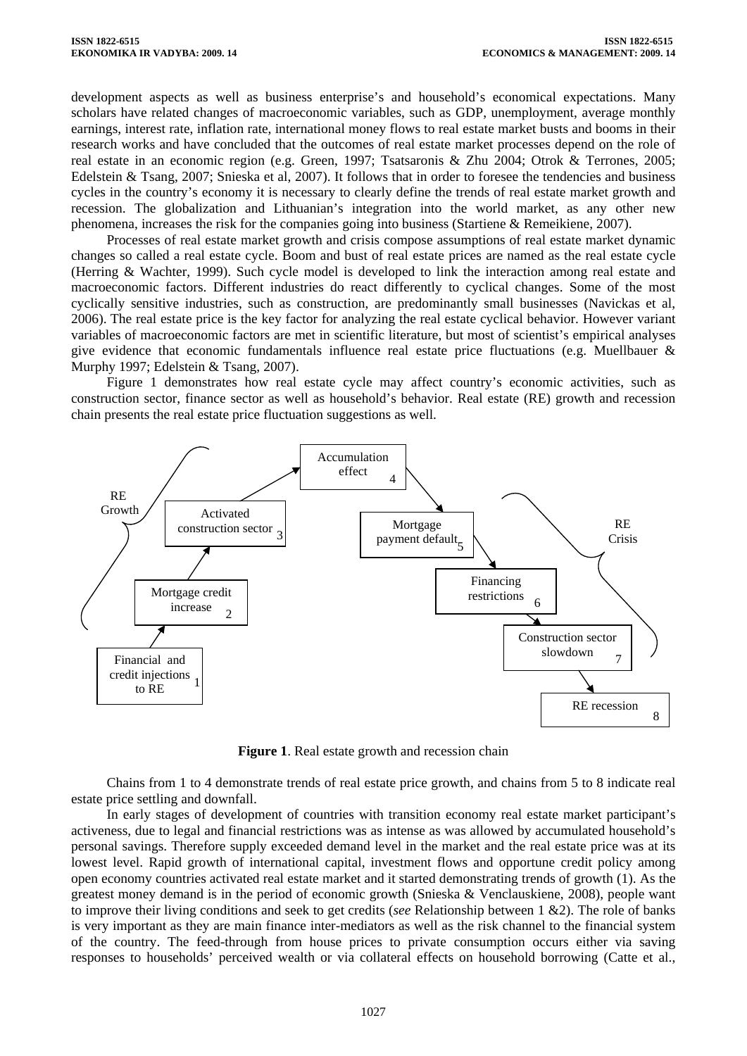development aspects as well as business enterprise's and household's economical expectations. Many scholars have related changes of macroeconomic variables, such as GDP, unemployment, average monthly earnings, interest rate, inflation rate, international money flows to real estate market busts and booms in their research works and have concluded that the outcomes of real estate market processes depend on the role of real estate in an economic region (e.g. Green, 1997; Tsatsaronis & Zhu 2004; Otrok & Terrones, 2005; Edelstein & Tsang, 2007; Snieska et al, 2007). It follows that in order to foresee the tendencies and business cycles in the country's economy it is necessary to clearly define the trends of real estate market growth and recession. The globalization and Lithuanian's integration into the world market, as any other new phenomena, increases the risk for the companies going into business (Startiene & Remeikiene, 2007).

Processes of real estate market growth and crisis compose assumptions of real estate market dynamic changes so called a real estate cycle. Boom and bust of real estate prices are named as the real estate cycle (Herring & Wachter, 1999). Such cycle model is developed to link the interaction among real estate and macroeconomic factors. Different industries do react differently to cyclical changes. Some of the most cyclically sensitive industries, such as construction, are predominantly small businesses (Navickas et al, 2006). The real estate price is the key factor for analyzing the real estate cyclical behavior. However variant variables of macroeconomic factors are met in scientific literature, but most of scientist's empirical analyses give evidence that economic fundamentals influence real estate price fluctuations (e.g. Muellbauer & Murphy 1997; Edelstein & Tsang, 2007).

Figure 1 demonstrates how real estate cycle may affect country's economic activities, such as construction sector, finance sector as well as household's behavior. Real estate (RE) growth and recession chain presents the real estate price fluctuation suggestions as well.

RE Growth: Financial and credit injections to RE (1) → Mortgage credit increase (2) → Activated construction sector (3) → Accumulation effect (4)

RE Crisis: Mortgage payment default (5) → Financing restrictions (6) → Construction sector slowdown (7) → RE recession (8)

**Figure 1**. Real estate growth and recession chain

Chains from 1 to 4 demonstrate trends of real estate price growth, and chains from 5 to 8 indicate real estate price settling and downfall.

In early stages of development of countries with transition economy real estate market participant's activeness, due to legal and financial restrictions was as intense as was allowed by accumulated household's personal savings. Therefore supply exceeded demand level in the market and the real estate price was at its lowest level. Rapid growth of international capital, investment flows and opportune credit policy among open economy countries activated real estate market and it started demonstrating trends of growth (1). As the greatest money demand is in the period of economic growth (Snieska & Venclauskiene, 2008), people want to improve their living conditions and seek to get credits (*see* Relationship between 1 &2). The role of banks is very important as they are main finance inter-mediators as well as the risk channel to the financial system of the country. The feed-through from house prices to private consumption occurs either via saving responses to households' perceived wealth or via collateral effects on household borrowing (Catte et al.,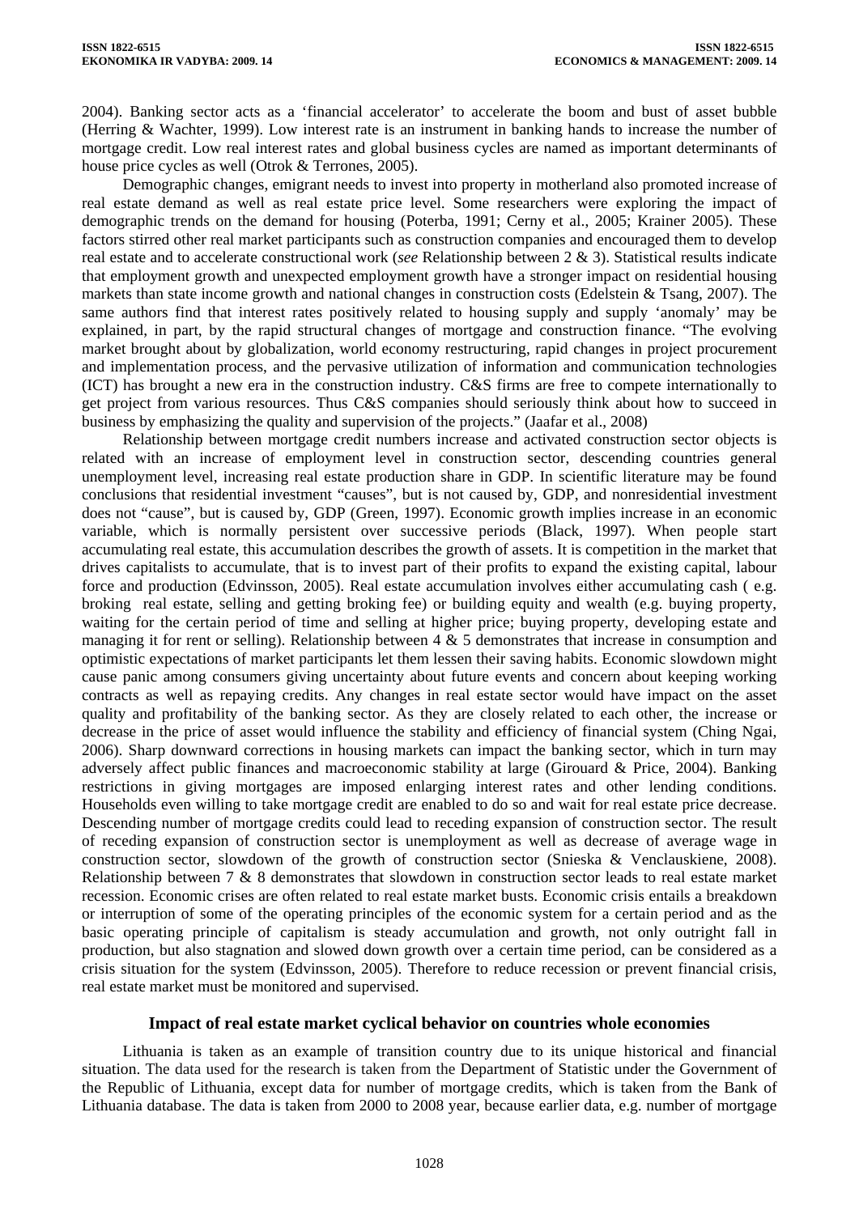2004). Banking sector acts as a 'financial accelerator' to accelerate the boom and bust of asset bubble (Herring & Wachter, 1999). Low interest rate is an instrument in banking hands to increase the number of mortgage credit. Low real interest rates and global business cycles are named as important determinants of house price cycles as well (Otrok & Terrones, 2005).

Demographic changes, emigrant needs to invest into property in motherland also promoted increase of real estate demand as well as real estate price level. Some researchers were exploring the impact of demographic trends on the demand for housing (Poterba, 1991; Cerny et al., 2005; Krainer 2005). These factors stirred other real market participants such as construction companies and encouraged them to develop real estate and to accelerate constructional work (*see* Relationship between 2 & 3). Statistical results indicate that employment growth and unexpected employment growth have a stronger impact on residential housing markets than state income growth and national changes in construction costs (Edelstein & Tsang, 2007). The same authors find that interest rates positively related to housing supply and supply 'anomaly' may be explained, in part, by the rapid structural changes of mortgage and construction finance. "The evolving market brought about by globalization, world economy restructuring, rapid changes in project procurement and implementation process, and the pervasive utilization of information and communication technologies (ICT) has brought a new era in the construction industry. C&S firms are free to compete internationally to get project from various resources. Thus C&S companies should seriously think about how to succeed in business by emphasizing the quality and supervision of the projects." (Jaafar et al., 2008)

Relationship between mortgage credit numbers increase and activated construction sector objects is related with an increase of employment level in construction sector, descending countries general unemployment level, increasing real estate production share in GDP. In scientific literature may be found conclusions that residential investment "causes", but is not caused by, GDP, and nonresidential investment does not "cause", but is caused by, GDP (Green, 1997). Economic growth implies increase in an economic variable, which is normally persistent over successive periods (Black, 1997). When people start accumulating real estate, this accumulation describes the growth of assets. It is competition in the market that drives capitalists to accumulate, that is to invest part of their profits to expand the existing capital, labour force and production (Edvinsson, 2005). Real estate accumulation involves either accumulating cash ( e.g. broking real estate, selling and getting broking fee) or building equity and wealth (e.g. buying property, waiting for the certain period of time and selling at higher price; buying property, developing estate and managing it for rent or selling). Relationship between 4 & 5 demonstrates that increase in consumption and optimistic expectations of market participants let them lessen their saving habits. Economic slowdown might cause panic among consumers giving uncertainty about future events and concern about keeping working contracts as well as repaying credits. Any changes in real estate sector would have impact on the asset quality and profitability of the banking sector. As they are closely related to each other, the increase or decrease in the price of asset would influence the stability and efficiency of financial system (Ching Ngai, 2006). Sharp downward corrections in housing markets can impact the banking sector, which in turn may adversely affect public finances and macroeconomic stability at large (Girouard & Price, 2004). Banking restrictions in giving mortgages are imposed enlarging interest rates and other lending conditions. Households even willing to take mortgage credit are enabled to do so and wait for real estate price decrease. Descending number of mortgage credits could lead to receding expansion of construction sector. The result of receding expansion of construction sector is unemployment as well as decrease of average wage in construction sector, slowdown of the growth of construction sector (Snieska & Venclauskiene, 2008). Relationship between 7 & 8 demonstrates that slowdown in construction sector leads to real estate market recession. Economic crises are often related to real estate market busts. Economic crisis entails a breakdown or interruption of some of the operating principles of the economic system for a certain period and as the basic operating principle of capitalism is steady accumulation and growth, not only outright fall in production, but also stagnation and slowed down growth over a certain time period, can be considered as a crisis situation for the system (Edvinsson, 2005). Therefore to reduce recession or prevent financial crisis, real estate market must be monitored and supervised.

## Impact of real estate market cyclical behavior on countries whole economies

Lithuania is taken as an example of transition country due to its unique historical and financial situation. The data used for the research is taken from the Department of Statistic under the Government of the Republic of Lithuania, except data for number of mortgage credits, which is taken from the Bank of Lithuania database. The data is taken from 2000 to 2008 year, because earlier data, e.g. number of mortgage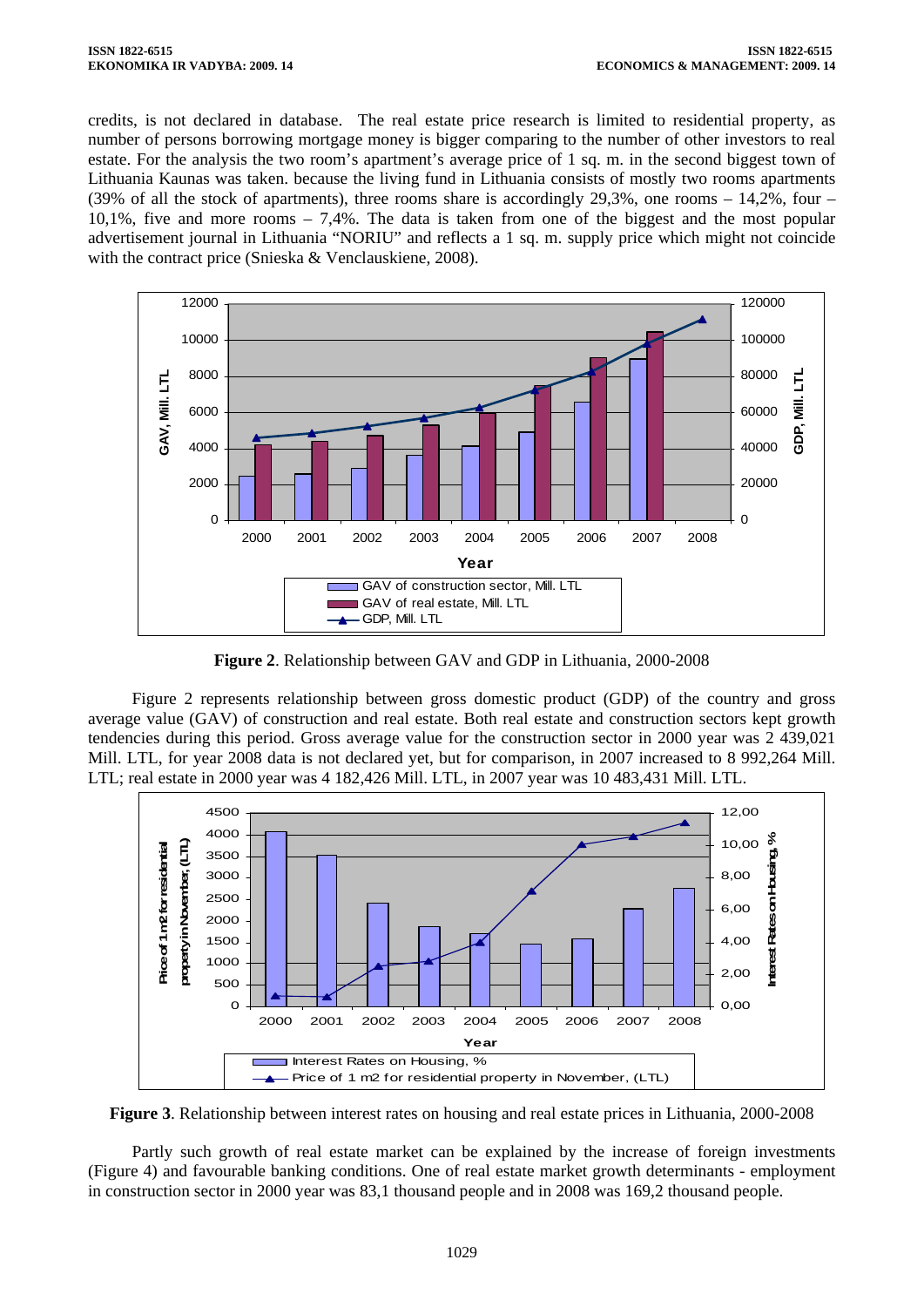credits, is not declared in database. The real estate price research is limited to residential property, as number of persons borrowing mortgage money is bigger comparing to the number of other investors to real estate. For the analysis the two room's apartment's average price of 1 sq. m. in the second biggest town of Lithuania Kaunas was taken. because the living fund in Lithuania consists of mostly two rooms apartments (39% of all the stock of apartments), three rooms share is accordingly 29,3%, one rooms – 14,2%, four – 10,1%, five and more rooms – 7,4%. The data is taken from one of the biggest and the most popular advertisement journal in Lithuania "NORIU" and reflects a 1 sq. m. supply price which might not coincide with the contract price (Snieska & Venclauskiene, 2008).

**Figure 2**. Relationship between GAV and GDP in Lithuania, 2000-2008

Figure 2 represents relationship between gross domestic product (GDP) of the country and gross average value (GAV) of construction and real estate. Both real estate and construction sectors kept growth tendencies during this period. Gross average value for the construction sector in 2000 year was 2 439,021 Mill. LTL, for year 2008 data is not declared yet, but for comparison, in 2007 increased to 8 992,264 Mill. LTL; real estate in 2000 year was 4 182,426 Mill. LTL, in 2007 year was 10 483,431 Mill. LTL.

**Figure 3**. Relationship between interest rates on housing and real estate prices in Lithuania, 2000-2008

Partly such growth of real estate market can be explained by the increase of foreign investments (Figure 4) and favourable banking conditions. One of real estate market growth determinants - employment in construction sector in 2000 year was 83,1 thousand people and in 2008 was 169,2 thousand people.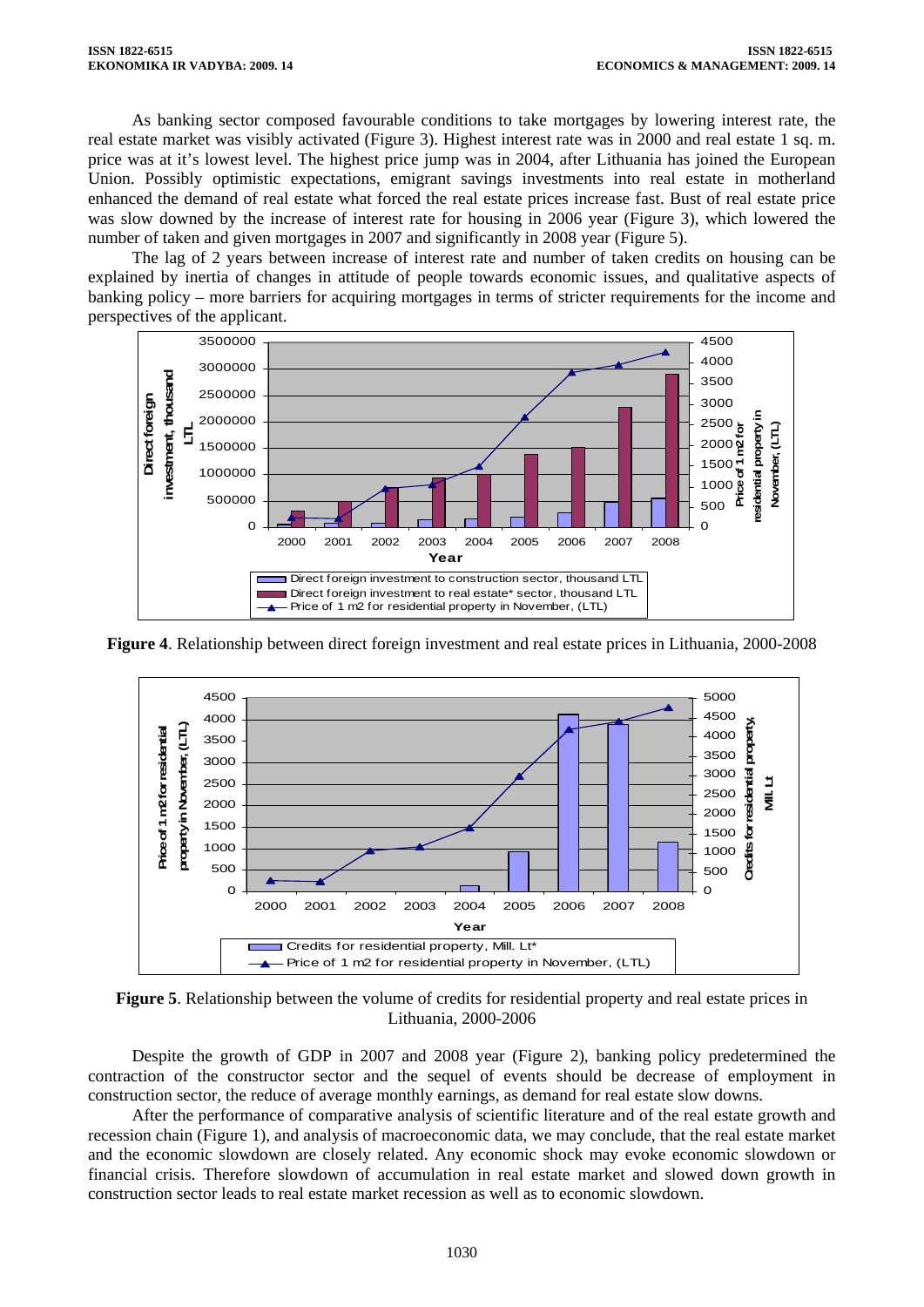As banking sector composed favourable conditions to take mortgages by lowering interest rate, the real estate market was visibly activated (Figure 3). Highest interest rate was in 2000 and real estate 1 sq. m. price was at it's lowest level. The highest price jump was in 2004, after Lithuania has joined the European Union. Possibly optimistic expectations, emigrant savings investments into real estate in motherland enhanced the demand of real estate what forced the real estate prices increase fast. Bust of real estate price was slow downed by the increase of interest rate for housing in 2006 year (Figure 3), which lowered the number of taken and given mortgages in 2007 and significantly in 2008 year (Figure 5).

The lag of 2 years between increase of interest rate and number of taken credits on housing can be explained by inertia of changes in attitude of people towards economic issues, and qualitative aspects of banking policy – more barriers for acquiring mortgages in terms of stricter requirements for the income and perspectives of the applicant.

**Figure 4**. Relationship between direct foreign investment and real estate prices in Lithuania, 2000-2008

**Figure 5**. Relationship between the volume of credits for residential property and real estate prices in Lithuania, 2000-2006

Despite the growth of GDP in 2007 and 2008 year (Figure 2), banking policy predetermined the contraction of the constructor sector and the sequel of events should be decrease of employment in construction sector, the reduce of average monthly earnings, as demand for real estate slow downs.

After the performance of comparative analysis of scientific literature and of the real estate growth and recession chain (Figure 1), and analysis of macroeconomic data, we may conclude, that the real estate market and the economic slowdown are closely related. Any economic shock may evoke economic slowdown or financial crisis. Therefore slowdown of accumulation in real estate market and slowed down growth in construction sector leads to real estate market recession as well as to economic slowdown.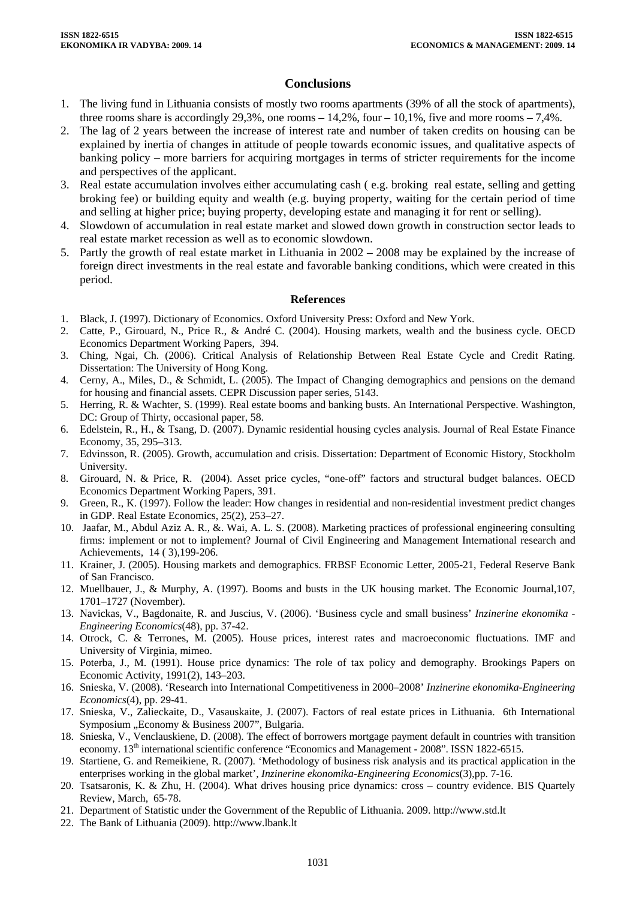## Conclusions

1. The living fund in Lithuania consists of mostly two rooms apartments (39% of all the stock of apartments), three rooms share is accordingly 29,3%, one rooms – 14,2%, four – 10,1%, five and more rooms – 7,4%.
2. The lag of 2 years between the increase of interest rate and number of taken credits on housing can be explained by inertia of changes in attitude of people towards economic issues, and qualitative aspects of banking policy – more barriers for acquiring mortgages in terms of stricter requirements for the income and perspectives of the applicant.
3. Real estate accumulation involves either accumulating cash ( e.g. broking real estate, selling and getting broking fee) or building equity and wealth (e.g. buying property, waiting for the certain period of time and selling at higher price; buying property, developing estate and managing it for rent or selling).
4. Slowdown of accumulation in real estate market and slowed down growth in construction sector leads to real estate market recession as well as to economic slowdown.
5. Partly the growth of real estate market in Lithuania in 2002 – 2008 may be explained by the increase of foreign direct investments in the real estate and favorable banking conditions, which were created in this period.

## References

1. Black, J. (1997). Dictionary of Economics. Oxford University Press: Oxford and New York.
2. Catte, P., Girouard, N., Price R., & André C. (2004). Housing markets, wealth and the business cycle. OECD Economics Department Working Papers, 394.
3. Ching, Ngai, Ch. (2006). Critical Analysis of Relationship Between Real Estate Cycle and Credit Rating. Dissertation: The University of Hong Kong.
4. Cerny, A., Miles, D., & Schmidt, L. (2005). The Impact of Changing demographics and pensions on the demand for housing and financial assets. CEPR Discussion paper series, 5143.
5. Herring, R. & Wachter, S. (1999). Real estate booms and banking busts. An International Perspective. Washington, DC: Group of Thirty, occasional paper, 58.
6. Edelstein, R., H., & Tsang, D. (2007). Dynamic residential housing cycles analysis. Journal of Real Estate Finance Economy, 35, 295–313.
7. Edvinsson, R. (2005). Growth, accumulation and crisis. Dissertation: Department of Economic History, Stockholm University.
8. Girouard, N. & Price, R. (2004). Asset price cycles, "one-off" factors and structural budget balances. OECD Economics Department Working Papers, 391.
9. Green, R., K. (1997). Follow the leader: How changes in residential and non-residential investment predict changes in GDP. Real Estate Economics, 25(2), 253–27.
10. Jaafar, M., Abdul Aziz A. R., &. Wai, A. L. S. (2008). Marketing practices of professional engineering consulting firms: implement or not to implement? Journal of Civil Engineering and Management International research and Achievements, 14 ( 3),199-206.
11. Krainer, J. (2005). Housing markets and demographics. FRBSF Economic Letter, 2005-21, Federal Reserve Bank of San Francisco.
12. Muellbauer, J., & Murphy, A. (1997). Booms and busts in the UK housing market. The Economic Journal,107, 1701–1727 (November).
13. Navickas, V., Bagdonaite, R. and Juscius, V. (2006). 'Business cycle and small business' *Inzinerine ekonomika - Engineering Economics*(48), pp. 37-42.
14. Otrock, C. & Terrones, M. (2005). House prices, interest rates and macroeconomic fluctuations. IMF and University of Virginia, mimeo.
15. Poterba, J., M. (1991). House price dynamics: The role of tax policy and demography. Brookings Papers on Economic Activity, 1991(2), 143–203.
16. Snieska, V. (2008). 'Research into International Competitiveness in 2000–2008' *Inzinerine ekonomika-Engineering Economics*(4), pp. 29-41.
17. Snieska, V., Zalieckaite, D., Vasauskaite, J. (2007). Factors of real estate prices in Lithuania. 6th International Symposium „Economy & Business 2007", Bulgaria.
18. Snieska, V., Venclauskiene, D. (2008). The effect of borrowers mortgage payment default in countries with transition economy. 13th international scientific conference "Economics and Management - 2008". ISSN 1822-6515.
19. Startiene, G. and Remeikiene, R. (2007). 'Methodology of business risk analysis and its practical application in the enterprises working in the global market', *Inzinerine ekonomika-Engineering Economics*(3),pp. 7-16.
20. Tsatsaronis, K. & Zhu, H. (2004). What drives housing price dynamics: cross – country evidence. BIS Quartely Review, March, 65-78.
21. Department of Statistic under the Government of the Republic of Lithuania. 2009. http://www.std.lt
22. The Bank of Lithuania (2009). http://www.lbank.lt